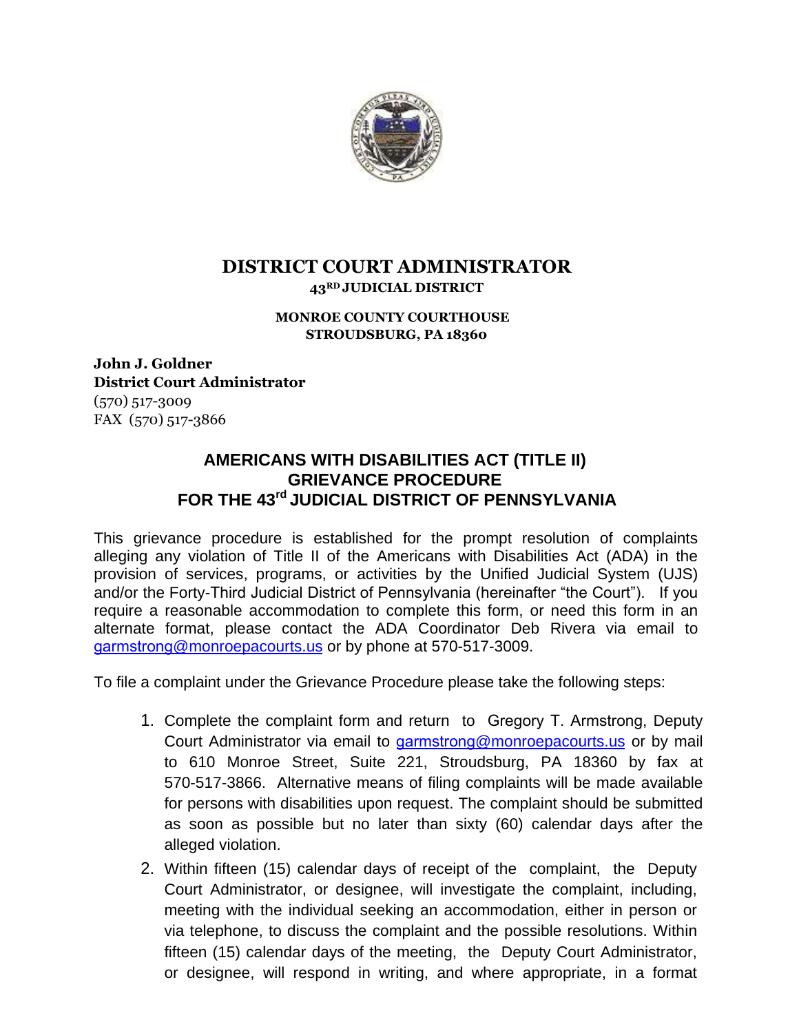# DISTRICT COURT ADMINISTRATOR

**43RD JUDICIAL DISTRICT**

**MONROE COUNTY COURTHOUSE**
**STROUDSBURG, PA 18360**

**John J. Goldner**
**District Court Administrator**
(570) 517-3009
FAX (570) 517-3866

## AMERICANS WITH DISABILITIES ACT (TITLE II) GRIEVANCE PROCEDURE FOR THE 43rd JUDICIAL DISTRICT OF PENNSYLVANIA

This grievance procedure is established for the prompt resolution of complaints alleging any violation of Title II of the Americans with Disabilities Act (ADA) in the provision of services, programs, or activities by the Unified Judicial System (UJS) and/or the Forty-Third Judicial District of Pennsylvania (hereinafter "the Court"). If you require a reasonable accommodation to complete this form, or need this form in an alternate format, please contact the ADA Coordinator Deb Rivera via email to garmstrong@monroepacourts.us or by phone at 570-517-3009.

To file a complaint under the Grievance Procedure please take the following steps:

1. Complete the complaint form and return to Gregory T. Armstrong, Deputy Court Administrator via email to garmstrong@monroepacourts.us or by mail to 610 Monroe Street, Suite 221, Stroudsburg, PA 18360 by fax at 570-517-3866. Alternative means of filing complaints will be made available for persons with disabilities upon request. The complaint should be submitted as soon as possible but no later than sixty (60) calendar days after the alleged violation.
2. Within fifteen (15) calendar days of receipt of the complaint, the Deputy Court Administrator, or designee, will investigate the complaint, including, meeting with the individual seeking an accommodation, either in person or via telephone, to discuss the complaint and the possible resolutions. Within fifteen (15) calendar days of the meeting, the Deputy Court Administrator, or designee, will respond in writing, and where appropriate, in a format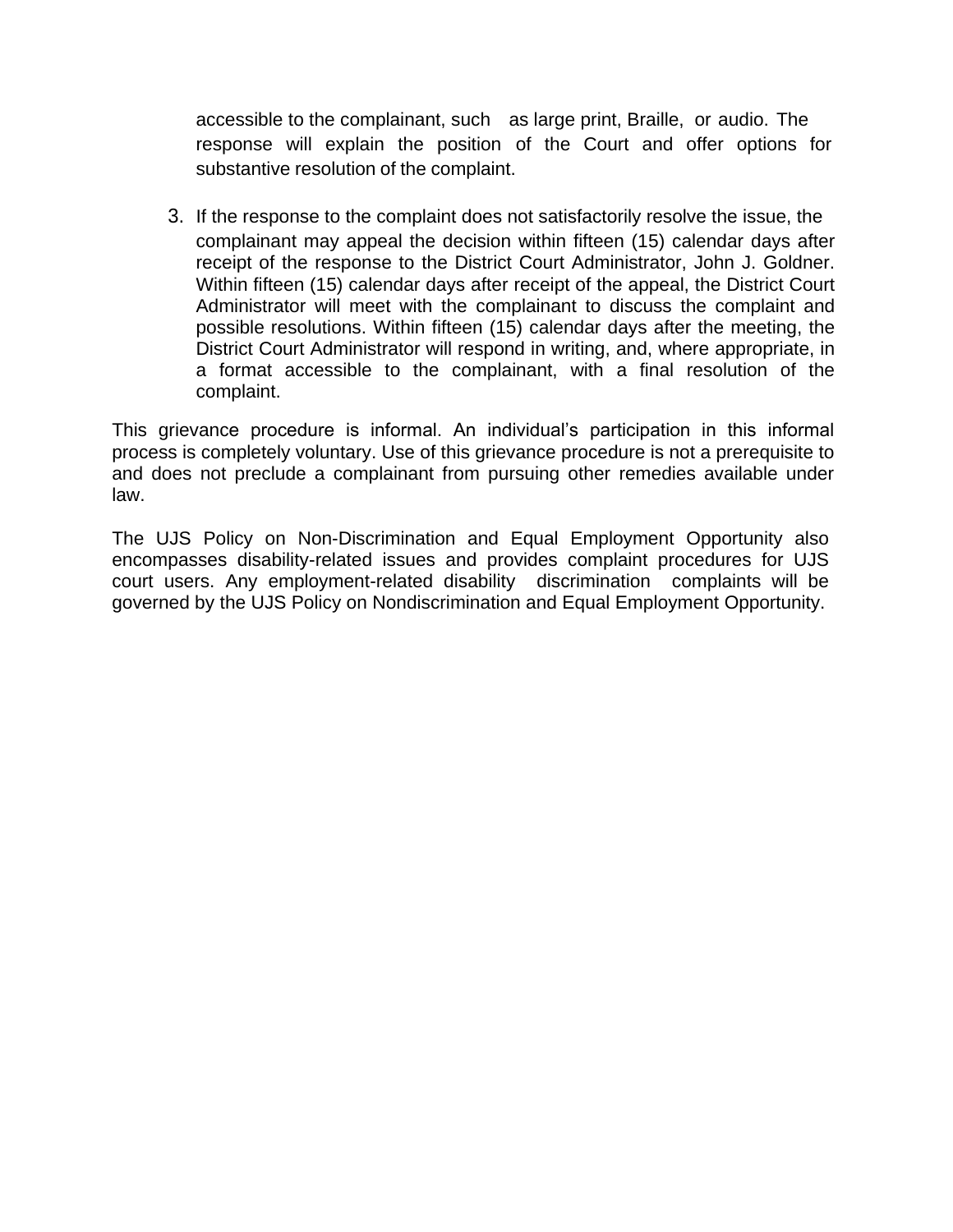accessible to the complainant, such as large print, Braille, or audio. The response will explain the position of the Court and offer options for substantive resolution of the complaint.

3. If the response to the complaint does not satisfactorily resolve the issue, the complainant may appeal the decision within fifteen (15) calendar days after receipt of the response to the District Court Administrator, John J. Goldner. Within fifteen (15) calendar days after receipt of the appeal, the District Court Administrator will meet with the complainant to discuss the complaint and possible resolutions. Within fifteen (15) calendar days after the meeting, the District Court Administrator will respond in writing, and, where appropriate, in a format accessible to the complainant, with a final resolution of the complaint.

This grievance procedure is informal. An individual's participation in this informal process is completely voluntary. Use of this grievance procedure is not a prerequisite to and does not preclude a complainant from pursuing other remedies available under law.

The UJS Policy on Non-Discrimination and Equal Employment Opportunity also encompasses disability-related issues and provides complaint procedures for UJS court users. Any employment-related disability discrimination complaints will be governed by the UJS Policy on Nondiscrimination and Equal Employment Opportunity.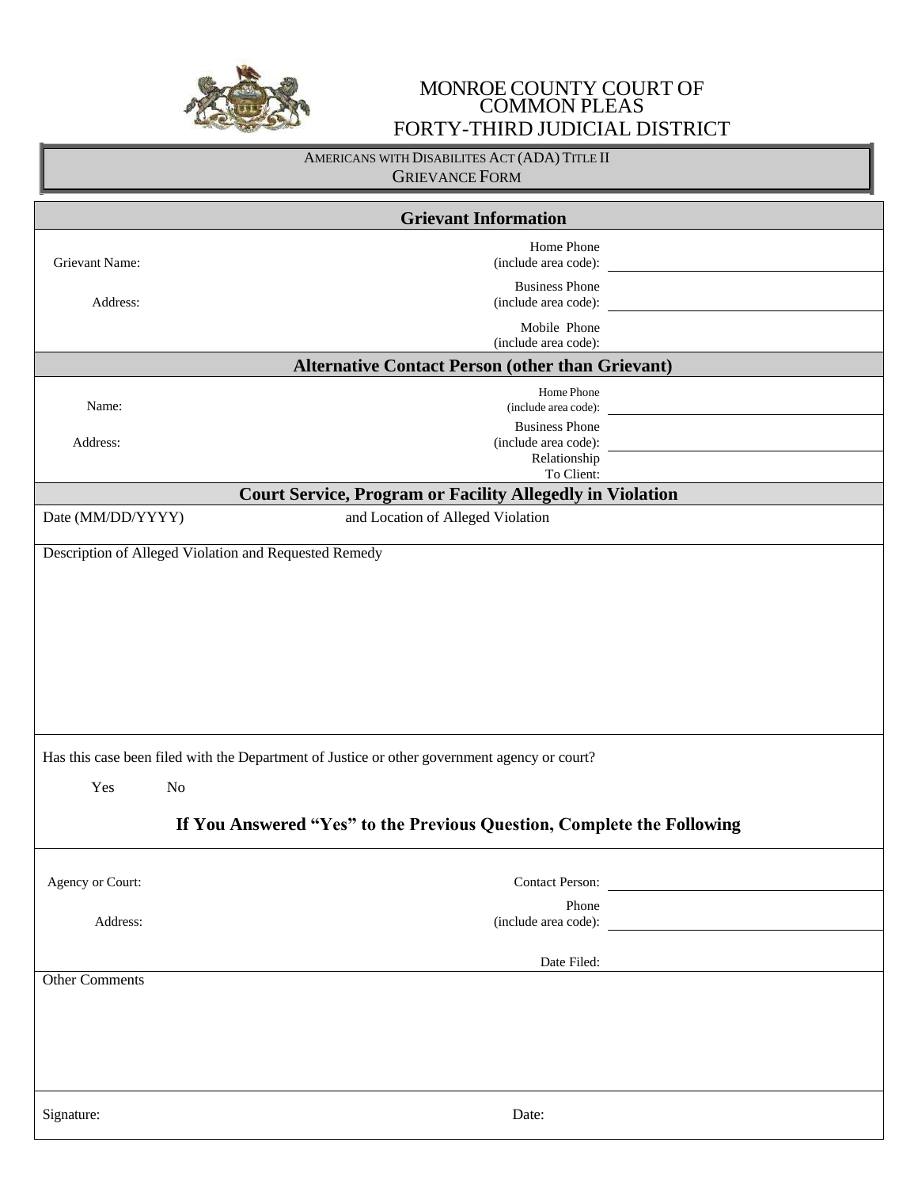# MONROE COUNTY COURT OF COMMON PLEAS
## FORTY-THIRD JUDICIAL DISTRICT

AMERICANS WITH DISABILITES ACT (ADA) TITLE II
GRIEVANCE FORM

### Grievant Information

| | |
|---|---|
| Grievant Name: | Home Phone (include area code): |
| Address: | Business Phone (include area code): |
| | Mobile Phone (include area code): |

### Alternative Contact Person (other than Grievant)

| | |
|---|---|
| Name: | Home Phone (include area code): |
| Address: | Business Phone (include area code): |
| | Relationship To Client: |

### Court Service, Program or Facility Allegedly in Violation

Date (MM/DD/YYYY) and Location of Alleged Violation

Description of Alleged Violation and Requested Remedy

Has this case been filed with the Department of Justice or other government agency or court?

Yes No

### If You Answered "Yes" to the Previous Question, Complete the Following

| | |
|---|---|
| Agency or Court: | Contact Person: |
| Address: | Phone (include area code): |
| | Date Filed: |

Other Comments

Signature: Date: